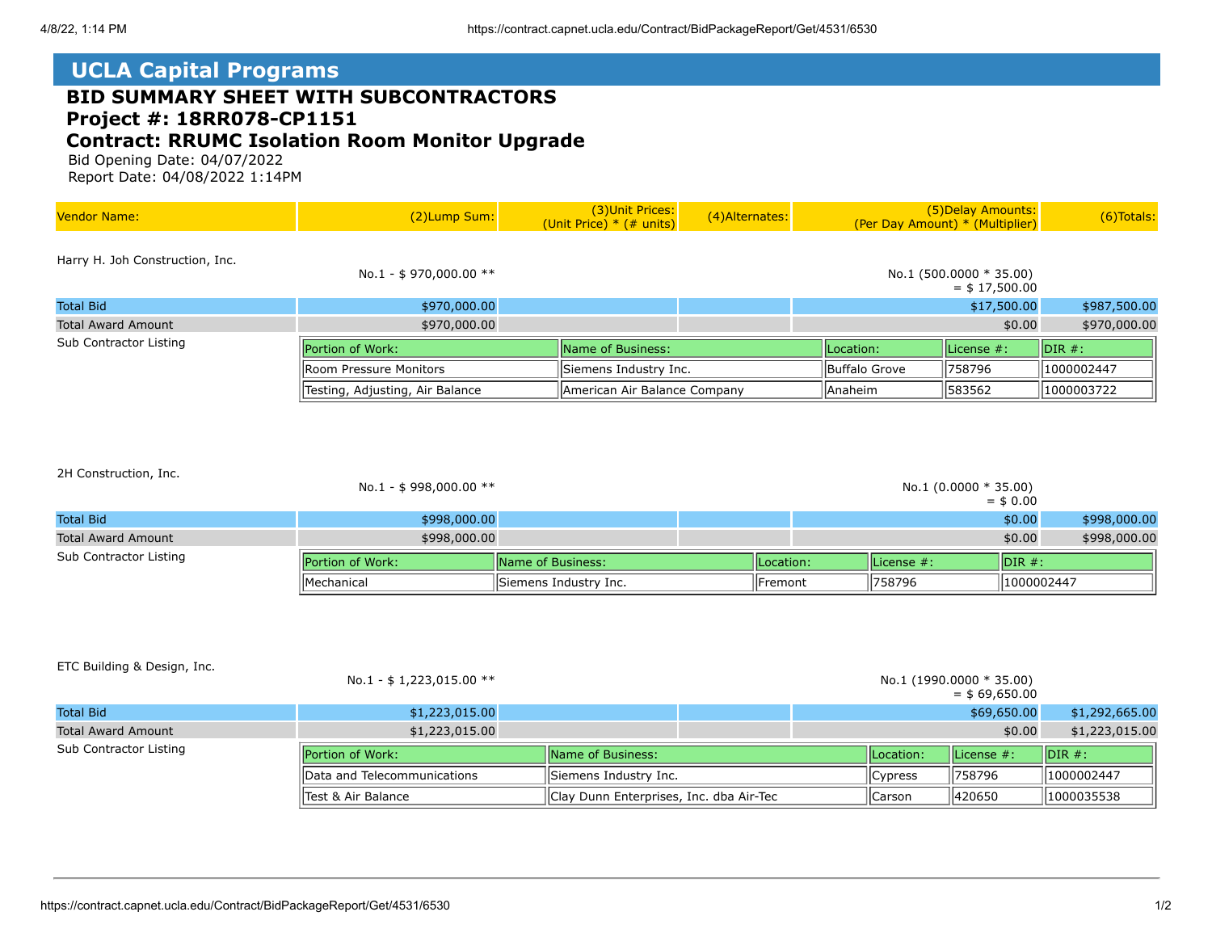# UCLA Capital Programs

## BID SUMMARY SHEET WITH SUBCONTRACTORS
## Project #: 18RR078-CP1151
## Contract: RRUMC Isolation Room Monitor Upgrade

Bid Opening Date: 04/07/2022
Report Date: 04/08/2022 1:14PM

| Vendor Name: | (2)Lump Sum: | (3)Unit Prices: (Unit Price) * (# units) | (4)Alternates: | (5)Delay Amounts: (Per Day Amount) * (Multiplier) | (6)Totals: |
|---|---|---|---|---|---|
| Harry H. Joh Construction, Inc. | No.1 - $ 970,000.00 ** | | | No.1 (500.0000 * 35.00) = $ 17,500.00 | |
| Total Bid | $970,000.00 | | | $17,500.00 | $987,500.00 |
| Total Award Amount | $970,000.00 | | | $0.00 | $970,000.00 |

Sub Contractor Listing

| Portion of Work: | Name of Business: | Location: | License #: | DIR #: |
|---|---|---|---|---|
| Room Pressure Monitors | Siemens Industry Inc. | Buffalo Grove | 758796 | 1000002447 |
| Testing, Adjusting, Air Balance | American Air Balance Company | Anaheim | 583562 | 1000003722 |

| Vendor Name: | (2)Lump Sum: | (3)Unit Prices: (Unit Price) * (# units) | (4)Alternates: | (5)Delay Amounts: (Per Day Amount) * (Multiplier) | (6)Totals: |
|---|---|---|---|---|---|
| 2H Construction, Inc. | No.1 - $ 998,000.00 ** | | | No.1 (0.0000 * 35.00) = $ 0.00 | |
| Total Bid | $998,000.00 | | | $0.00 | $998,000.00 |
| Total Award Amount | $998,000.00 | | | $0.00 | $998,000.00 |

Sub Contractor Listing

| Portion of Work: | Name of Business: | Location: | License #: | DIR #: |
|---|---|---|---|---|
| Mechanical | Siemens Industry Inc. | Fremont | 758796 | 1000002447 |

| Vendor Name: | (2)Lump Sum: | (3)Unit Prices: (Unit Price) * (# units) | (4)Alternates: | (5)Delay Amounts: (Per Day Amount) * (Multiplier) | (6)Totals: |
|---|---|---|---|---|---|
| ETC Building & Design, Inc. | No.1 - $ 1,223,015.00 ** | | | No.1 (1990.0000 * 35.00) = $ 69,650.00 | |
| Total Bid | $1,223,015.00 | | | $69,650.00 | $1,292,665.00 |
| Total Award Amount | $1,223,015.00 | | | $0.00 | $1,223,015.00 |

Sub Contractor Listing

| Portion of Work: | Name of Business: | Location: | License #: | DIR #: |
|---|---|---|---|---|
| Data and Telecommunications | Siemens Industry Inc. | Cypress | 758796 | 1000002447 |
| Test & Air Balance | Clay Dunn Enterprises, Inc. dba Air-Tec | Carson | 420650 | 1000035538 |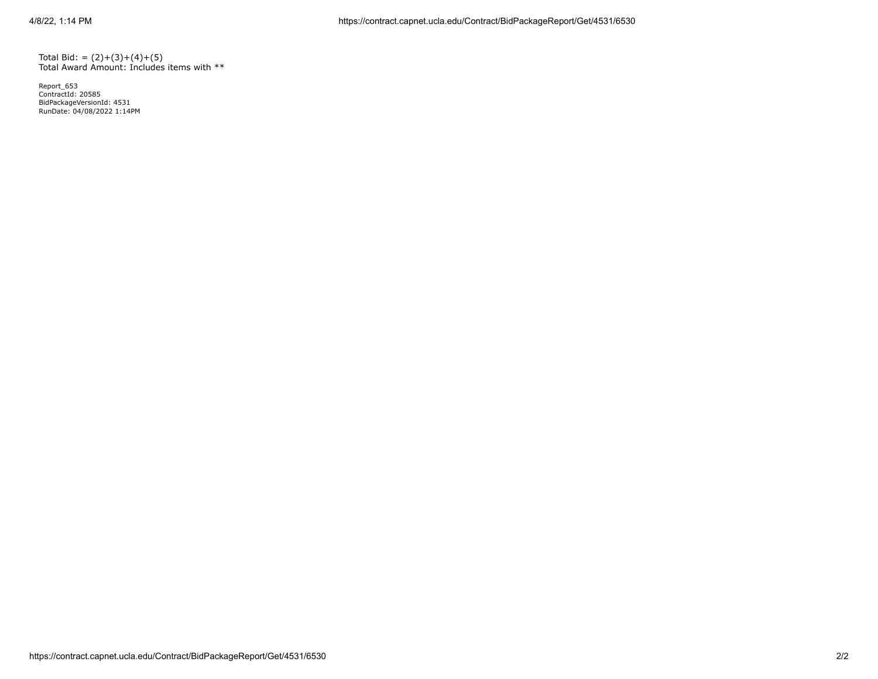Total Bid: = (2)+(3)+(4)+(5)
Total Award Amount: Includes items with **

Report_653
ContractId: 20585
BidPackageVersionId: 4531
RunDate: 04/08/2022 1:14PM